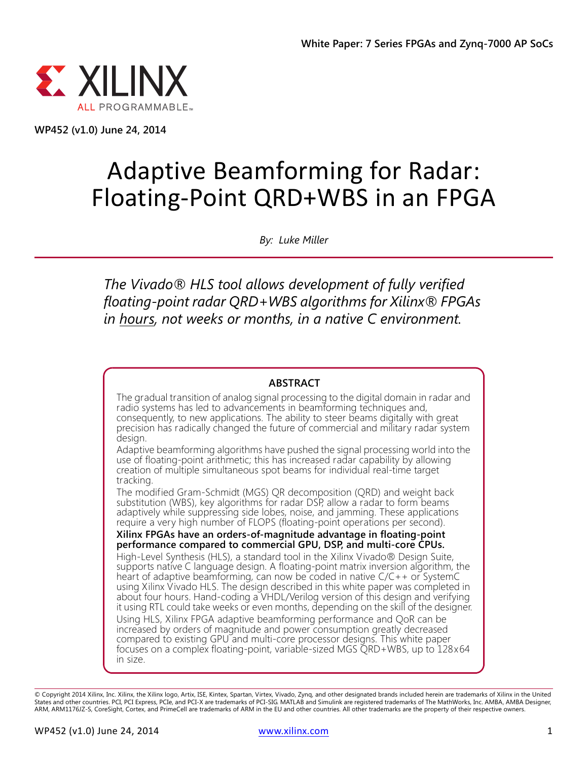White Paper: 7 Series FPGAs and Zynq-7000 AP SoCs

WP452 (v1.0) June 24, 2014

# Adaptive Beamforming for Radar: Floating-Point QRD+WBS in an FPGA

*By: Luke Miller*

*The Vivado® HLS tool allows development of fully verified floating-point radar QRD+WBS algorithms for Xilinx® FPGAs in hours, not weeks or months, in a native C environment.*

## ABSTRACT

The gradual transition of analog signal processing to the digital domain in radar and radio systems has led to advancements in beamforming techniques and, consequently, to new applications. The ability to steer beams digitally with great precision has radically changed the future of commercial and military radar system design.

Adaptive beamforming algorithms have pushed the signal processing world into the use of floating-point arithmetic; this has increased radar capability by allowing creation of multiple simultaneous spot beams for individual real-time target tracking.

The modified Gram-Schmidt (MGS) QR decomposition (QRD) and weight back substitution (WBS), key algorithms for radar DSP, allow a radar to form beams adaptively while suppressing side lobes, noise, and jamming. These applications require a very high number of FLOPS (floating-point operations per second).

**Xilinx FPGAs have an orders-of-magnitude advantage in floating-point performance compared to commercial GPU, DSP, and multi-core CPUs.**

High-Level Synthesis (HLS), a standard tool in the Xilinx Vivado® Design Suite, supports native C language design. A floating-point matrix inversion algorithm, the heart of adaptive beamforming, can now be coded in native C/C++ or SystemC using Xilinx Vivado HLS. The design described in this white paper was completed in about four hours. Hand-coding a VHDL/Verilog version of this design and verifying it using RTL could take weeks or even months, depending on the skill of the designer.

Using HLS, Xilinx FPGA adaptive beamforming performance and QoR can be increased by orders of magnitude and power consumption greatly decreased compared to existing GPU and multi-core processor designs. This white paper focuses on a complex floating-point, variable-sized MGS QRD+WBS, up to 128x64 in size.

© Copyright 2014 Xilinx, Inc. Xilinx, the Xilinx logo, Artix, ISE, Kintex, Spartan, Virtex, Vivado, Zynq, and other designated brands included herein are trademarks of Xilinx in the United States and other countries. PCI, PCI Express, PCIe, and PCI-X are trademarks of PCI-SIG. MATLAB and Simulink are registered trademarks of The MathWorks, Inc. AMBA, AMBA Designer, ARM, ARM1176JZ-S, CoreSight, Cortex, and PrimeCell are trademarks of ARM in the EU and other countries. All other trademarks are the property of their respective owners.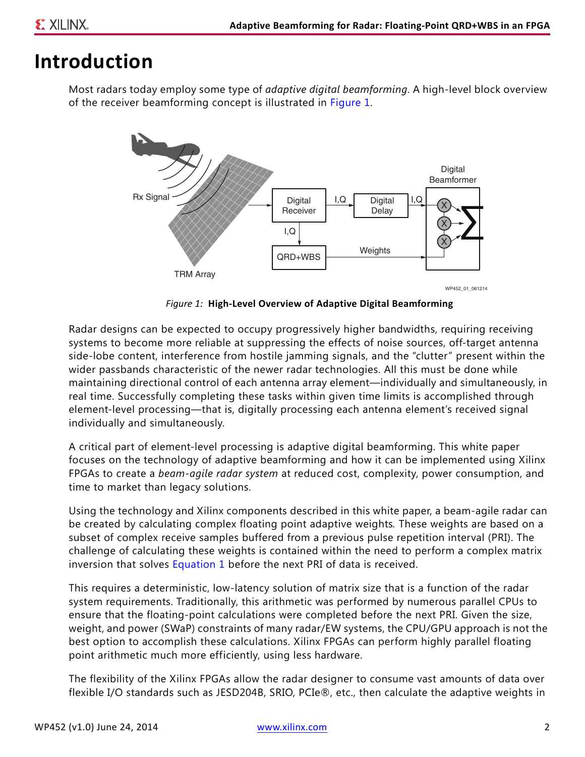# Introduction

Most radars today employ some type of *adaptive digital beamforming*. A high-level block overview of the receiver beamforming concept is illustrated in Figure 1.

*Figure 1:* **High-Level Overview of Adaptive Digital Beamforming**

Radar designs can be expected to occupy progressively higher bandwidths, requiring receiving systems to become more reliable at suppressing the effects of noise sources, off-target antenna side-lobe content, interference from hostile jamming signals, and the “clutter” present within the wider passbands characteristic of the newer radar technologies. All this must be done while maintaining directional control of each antenna array element—individually and simultaneously, in real time. Successfully completing these tasks within given time limits is accomplished through element-level processing—that is, digitally processing each antenna element’s received signal individually and simultaneously.

A critical part of element-level processing is adaptive digital beamforming. This white paper focuses on the technology of adaptive beamforming and how it can be implemented using Xilinx FPGAs to create a *beam-agile radar system* at reduced cost, complexity, power consumption, and time to market than legacy solutions.

Using the technology and Xilinx components described in this white paper, a beam-agile radar can be created by calculating complex floating point adaptive weights. These weights are based on a subset of complex receive samples buffered from a previous pulse repetition interval (PRI). The challenge of calculating these weights is contained within the need to perform a complex matrix inversion that solves Equation 1 before the next PRI of data is received.

This requires a deterministic, low-latency solution of matrix size that is a function of the radar system requirements. Traditionally, this arithmetic was performed by numerous parallel CPUs to ensure that the floating-point calculations were completed before the next PRI. Given the size, weight, and power (SWaP) constraints of many radar/EW systems, the CPU/GPU approach is not the best option to accomplish these calculations. Xilinx FPGAs can perform highly parallel floating point arithmetic much more efficiently, using less hardware.

The flexibility of the Xilinx FPGAs allow the radar designer to consume vast amounts of data over flexible I/O standards such as JESD204B, SRIO, PCIe®, etc., then calculate the adaptive weights in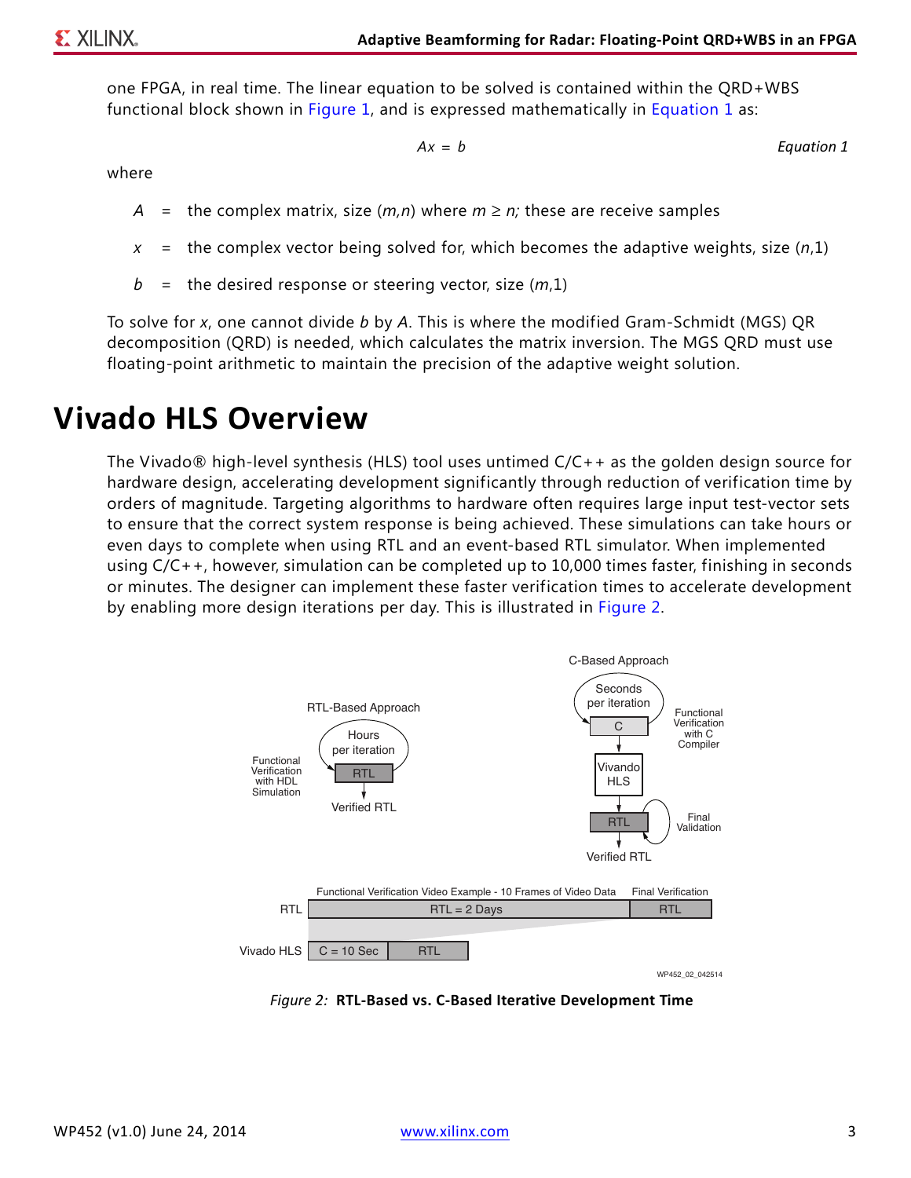one FPGA, in real time. The linear equation to be solved is contained within the QRD+WBS functional block shown in Figure 1, and is expressed mathematically in Equation 1 as:

$$Ax = b \qquad \text{Equation 1}$$

where

$A$ = the complex matrix, size $(m,n)$ where $m \geq n$; these are receive samples

$x$ = the complex vector being solved for, which becomes the adaptive weights, size $(n,1)$

$b$ = the desired response or steering vector, size $(m,1)$

To solve for $x$, one cannot divide $b$ by $A$. This is where the modified Gram-Schmidt (MGS) QR decomposition (QRD) is needed, which calculates the matrix inversion. The MGS QRD must use floating-point arithmetic to maintain the precision of the adaptive weight solution.

# Vivado HLS Overview

The Vivado® high-level synthesis (HLS) tool uses untimed C/C++ as the golden design source for hardware design, accelerating development significantly through reduction of verification time by orders of magnitude. Targeting algorithms to hardware often requires large input test-vector sets to ensure that the correct system response is being achieved. These simulations can take hours or even days to complete when using RTL and an event-based RTL simulator. When implemented using C/C++, however, simulation can be completed up to 10,000 times faster, finishing in seconds or minutes. The designer can implement these faster verification times to accelerate development by enabling more design iterations per day. This is illustrated in Figure 2.

*Figure 2:* **RTL-Based vs. C-Based Iterative Development Time**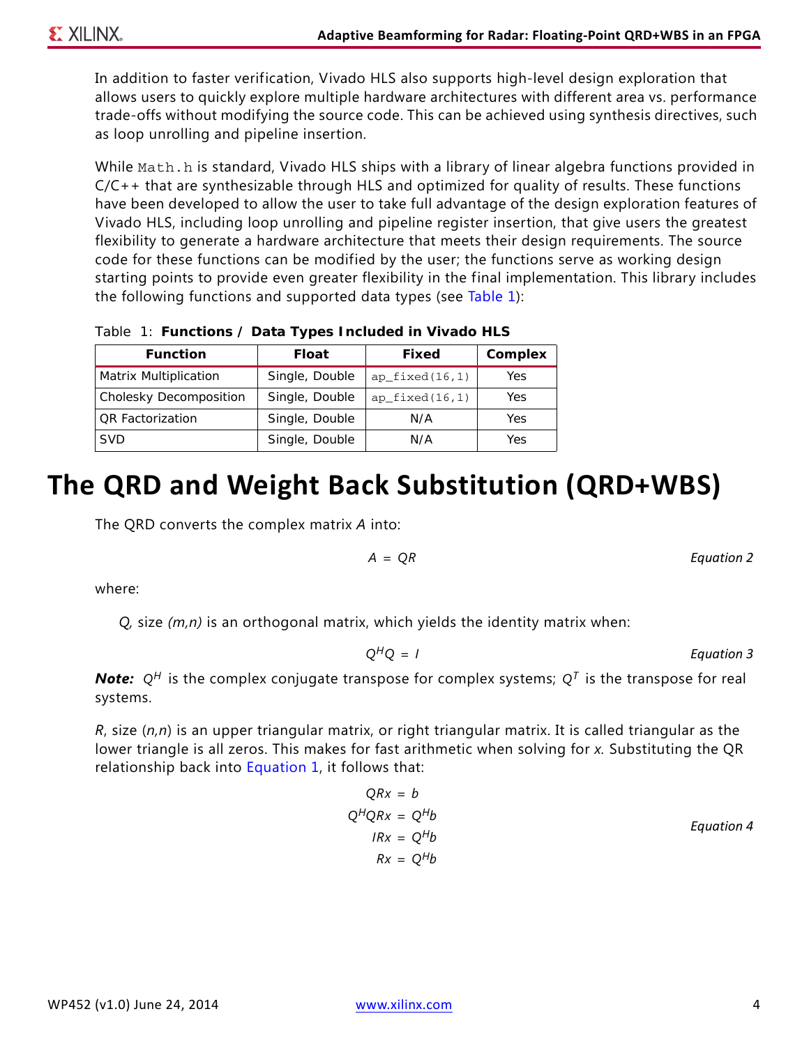In addition to faster verification, Vivado HLS also supports high-level design exploration that allows users to quickly explore multiple hardware architectures with different area vs. performance trade-offs without modifying the source code. This can be achieved using synthesis directives, such as loop unrolling and pipeline insertion.

While `Math.h` is standard, Vivado HLS ships with a library of linear algebra functions provided in C/C++ that are synthesizable through HLS and optimized for quality of results. These functions have been developed to allow the user to take full advantage of the design exploration features of Vivado HLS, including loop unrolling and pipeline register insertion, that give users the greatest flexibility to generate a hardware architecture that meets their design requirements. The source code for these functions can be modified by the user; the functions serve as working design starting points to provide even greater flexibility in the final implementation. This library includes the following functions and supported data types (see Table 1):

Table 1: **Functions / Data Types Included in Vivado HLS**

| Function | Float | Fixed | Complex |
|---|---|---|---|
| Matrix Multiplication | Single, Double | `ap_fixed(16,1)` | Yes |
| Cholesky Decomposition | Single, Double | `ap_fixed(16,1)` | Yes |
| QR Factorization | Single, Double | N/A | Yes |
| SVD | Single, Double | N/A | Yes |

# The QRD and Weight Back Substitution (QRD+WBS)

The QRD converts the complex matrix $A$ into:

$$A = QR \qquad \text{Equation 2}$$

where:

$Q$, size $(m,n)$ is an orthogonal matrix, which yields the identity matrix when:

$$Q^H Q = I \qquad \text{Equation 3}$$

***Note:*** $Q^H$ is the complex conjugate transpose for complex systems; $Q^T$ is the transpose for real systems.

$R$, size $(n,n)$ is an upper triangular matrix, or right triangular matrix. It is called triangular as the lower triangle is all zeros. This makes for fast arithmetic when solving for $x$. Substituting the QR relationship back into Equation 1, it follows that:

$$\begin{aligned} QRx &= b \\ Q^H QRx &= Q^H b \\ IRx &= Q^H b \\ Rx &= Q^H b \end{aligned} \qquad \text{Equation 4}$$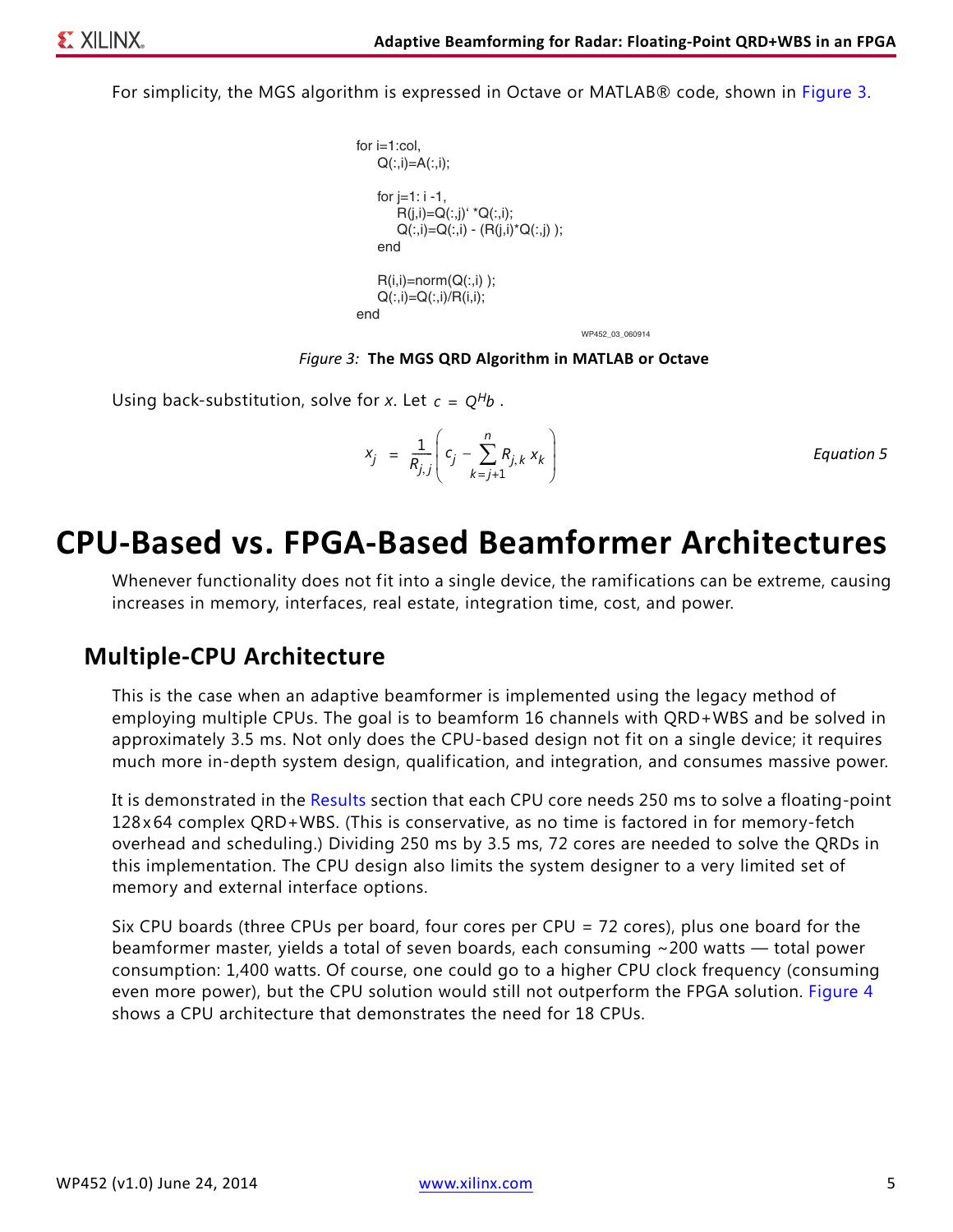For simplicity, the MGS algorithm is expressed in Octave or MATLAB® code, shown in Figure 3.

```
for i=1:col,
    Q(:,i)=A(:,i);

    for j=1: i -1,
        R(j,i)=Q(:,j)' *Q(:,i);
        Q(:,i)=Q(:,i) - (R(j,i)*Q(:,j) );
    end

    R(i,i)=norm(Q(:,i) );
    Q(:,i)=Q(:,i)/R(i,i);
end
```

WP452_03_060914

*Figure 3:* **The MGS QRD Algorithm in MATLAB or Octave**

Using back-substitution, solve for $x$. Let $c = Q^H b$ .

$$x_j = \frac{1}{R_{j,j}} \left( c_j - \sum_{k=j+1}^{n} R_{j,k} x_k \right) \qquad \textit{Equation 5}$$

# CPU-Based vs. FPGA-Based Beamformer Architectures

Whenever functionality does not fit into a single device, the ramifications can be extreme, causing increases in memory, interfaces, real estate, integration time, cost, and power.

## Multiple-CPU Architecture

This is the case when an adaptive beamformer is implemented using the legacy method of employing multiple CPUs. The goal is to beamform 16 channels with QRD+WBS and be solved in approximately 3.5 ms. Not only does the CPU-based design not fit on a single device; it requires much more in-depth system design, qualification, and integration, and consumes massive power.

It is demonstrated in the Results section that each CPU core needs 250 ms to solve a floating-point 128x64 complex QRD+WBS. (This is conservative, as no time is factored in for memory-fetch overhead and scheduling.) Dividing 250 ms by 3.5 ms, 72 cores are needed to solve the QRDs in this implementation. The CPU design also limits the system designer to a very limited set of memory and external interface options.

Six CPU boards (three CPUs per board, four cores per CPU = 72 cores), plus one board for the beamformer master, yields a total of seven boards, each consuming ~200 watts — total power consumption: 1,400 watts. Of course, one could go to a higher CPU clock frequency (consuming even more power), but the CPU solution would still not outperform the FPGA solution. Figure 4 shows a CPU architecture that demonstrates the need for 18 CPUs.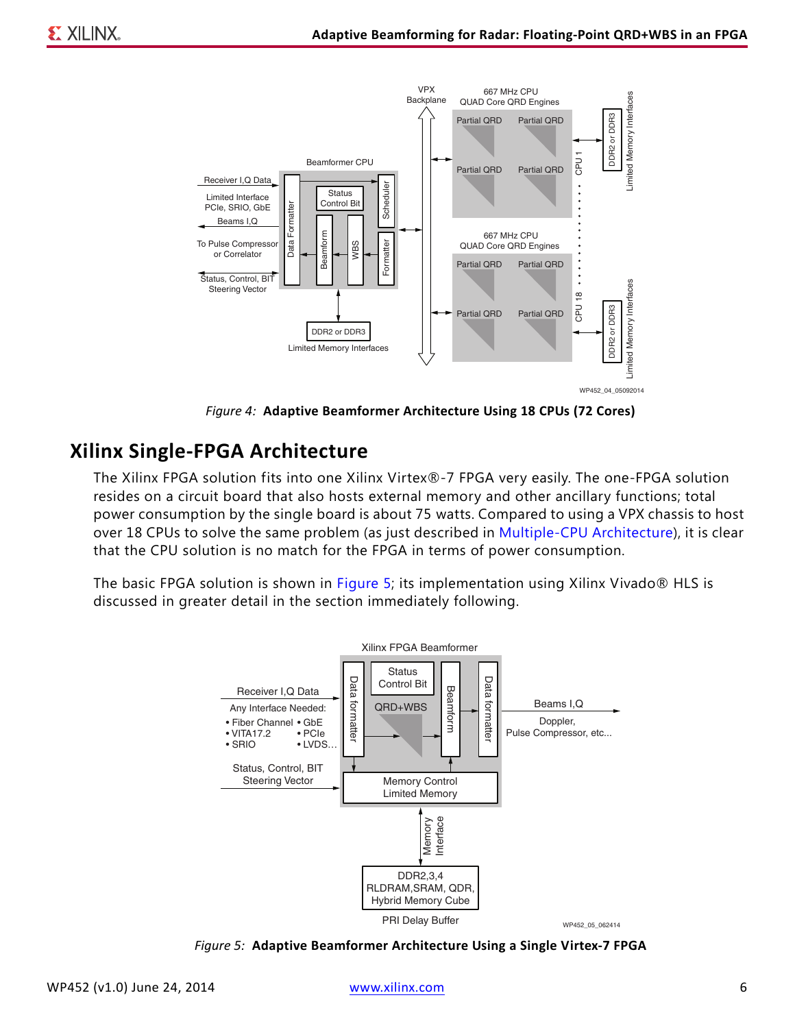Figure 4: **Adaptive Beamformer Architecture Using 18 CPUs (72 Cores)**

## Xilinx Single-FPGA Architecture

The Xilinx FPGA solution fits into one Xilinx Virtex®-7 FPGA very easily. The one-FPGA solution resides on a circuit board that also hosts external memory and other ancillary functions; total power consumption by the single board is about 75 watts. Compared to using a VPX chassis to host over 18 CPUs to solve the same problem (as just described in Multiple-CPU Architecture), it is clear that the CPU solution is no match for the FPGA in terms of power consumption.

The basic FPGA solution is shown in Figure 5; its implementation using Xilinx Vivado® HLS is discussed in greater detail in the section immediately following.

Figure 5: **Adaptive Beamformer Architecture Using a Single Virtex-7 FPGA**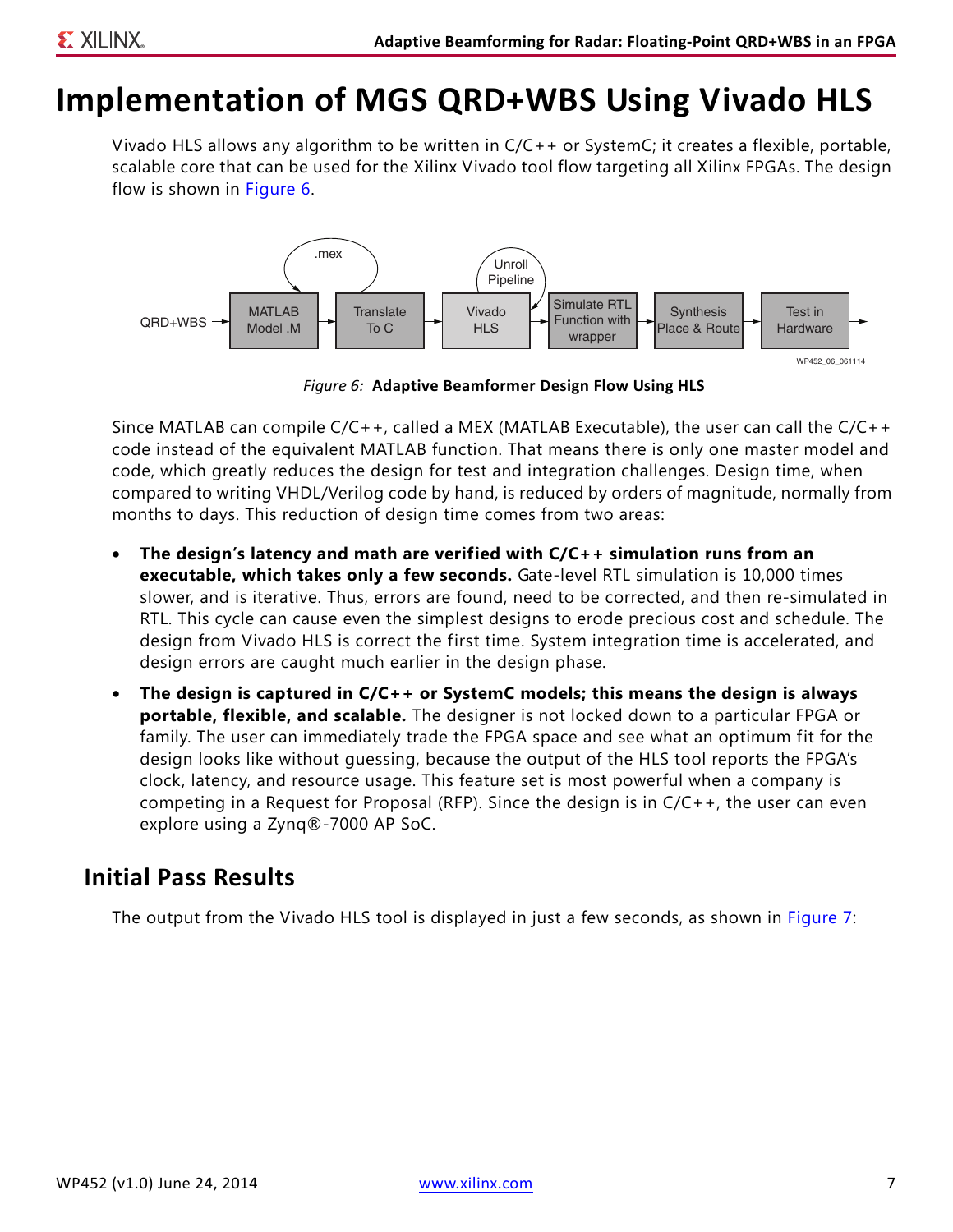# Implementation of MGS QRD+WBS Using Vivado HLS

Vivado HLS allows any algorithm to be written in C/C++ or SystemC; it creates a flexible, portable, scalable core that can be used for the Xilinx Vivado tool flow targeting all Xilinx FPGAs. The design flow is shown in Figure 6.

*Figure 6:* **Adaptive Beamformer Design Flow Using HLS**

Since MATLAB can compile C/C++, called a MEX (MATLAB Executable), the user can call the C/C++ code instead of the equivalent MATLAB function. That means there is only one master model and code, which greatly reduces the design for test and integration challenges. Design time, when compared to writing VHDL/Verilog code by hand, is reduced by orders of magnitude, normally from months to days. This reduction of design time comes from two areas:

- **The design's latency and math are verified with C/C++ simulation runs from an executable, which takes only a few seconds.** Gate-level RTL simulation is 10,000 times slower, and is iterative. Thus, errors are found, need to be corrected, and then re-simulated in RTL. This cycle can cause even the simplest designs to erode precious cost and schedule. The design from Vivado HLS is correct the first time. System integration time is accelerated, and design errors are caught much earlier in the design phase.
- **The design is captured in C/C++ or SystemC models; this means the design is always portable, flexible, and scalable.** The designer is not locked down to a particular FPGA or family. The user can immediately trade the FPGA space and see what an optimum fit for the design looks like without guessing, because the output of the HLS tool reports the FPGA's clock, latency, and resource usage. This feature set is most powerful when a company is competing in a Request for Proposal (RFP). Since the design is in C/C++, the user can even explore using a Zynq®-7000 AP SoC.

## Initial Pass Results

The output from the Vivado HLS tool is displayed in just a few seconds, as shown in Figure 7: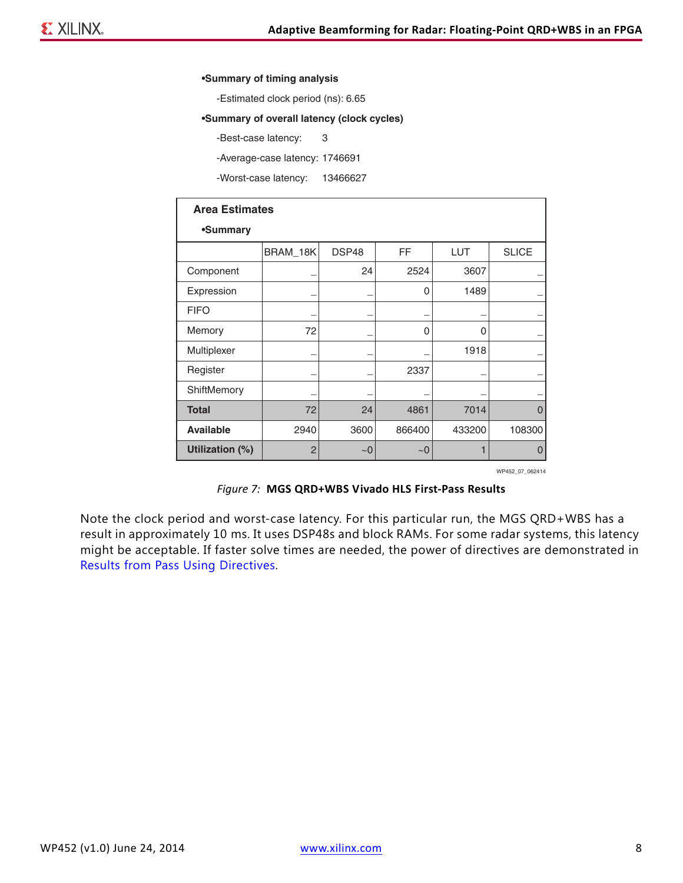•**Summary of timing analysis**

-Estimated clock period (ns): 6.65

•**Summary of overall latency (clock cycles)**

-Best-case latency: 3

-Average-case latency: 1746691

-Worst-case latency: 13466627

**Area Estimates**

•**Summary**

| | BRAM_18K | DSP48 | FF | LUT | SLICE |
|---|---|---|---|---|---|
| Component | _ | 24 | 2524 | 3607 | _ |
| Expression | _ | _ | 0 | 1489 | _ |
| FIFO | _ | _ | _ | _ | _ |
| Memory | 72 | _ | 0 | 0 | _ |
| Multiplexer | _ | _ | _ | 1918 | _ |
| Register | _ | _ | 2337 | _ | _ |
| ShiftMemory | _ | _ | _ | _ | _ |
| **Total** | 72 | 24 | 4861 | 7014 | 0 |
| **Available** | 2940 | 3600 | 866400 | 433200 | 108300 |
| **Utilization (%)** | 2 | ~0 | ~0 | 1 | 0 |

WP452_07_062414

*Figure 7:* **MGS QRD+WBS Vivado HLS First-Pass Results**

Note the clock period and worst-case latency. For this particular run, the MGS QRD+WBS has a result in approximately 10 ms. It uses DSP48s and block RAMs. For some radar systems, this latency might be acceptable. If faster solve times are needed, the power of directives are demonstrated in Results from Pass Using Directives.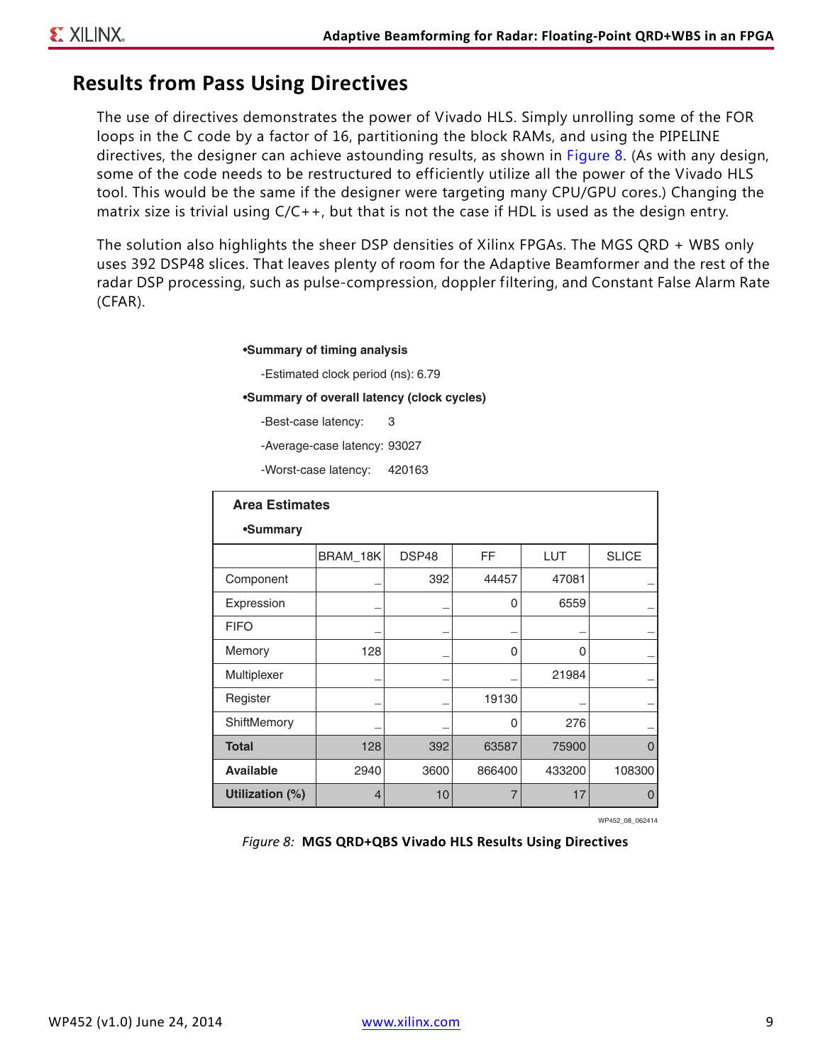## Results from Pass Using Directives

The use of directives demonstrates the power of Vivado HLS. Simply unrolling some of the FOR loops in the C code by a factor of 16, partitioning the block RAMs, and using the PIPELINE directives, the designer can achieve astounding results, as shown in Figure 8. (As with any design, some of the code needs to be restructured to efficiently utilize all the power of the Vivado HLS tool. This would be the same if the designer were targeting many CPU/GPU cores.) Changing the matrix size is trivial using C/C++, but that is not the case if HDL is used as the design entry.

The solution also highlights the sheer DSP densities of Xilinx FPGAs. The MGS QRD + WBS only uses 392 DSP48 slices. That leaves plenty of room for the Adaptive Beamformer and the rest of the radar DSP processing, such as pulse-compression, doppler filtering, and Constant False Alarm Rate (CFAR).

**•Summary of timing analysis**

-Estimated clock period (ns): 6.79

**•Summary of overall latency (clock cycles)**

-Best-case latency: 3

-Average-case latency: 93027

-Worst-case latency: 420163

**Area Estimates**

**•Summary**

| | BRAM_18K | DSP48 | FF | LUT | SLICE |
|---|---|---|---|---|---|
| Component | _ | 392 | 44457 | 47081 | _ |
| Expression | _ | _ | 0 | 6559 | _ |
| FIFO | _ | _ | _ | _ | _ |
| Memory | 128 | _ | 0 | 0 | _ |
| Multiplexer | _ | _ | _ | 21984 | _ |
| Register | _ | _ | 19130 | _ | _ |
| ShiftMemory | _ | _ | 0 | 276 | _ |
| **Total** | 128 | 392 | 63587 | 75900 | 0 |
| **Available** | 2940 | 3600 | 866400 | 433200 | 108300 |
| **Utilization (%)** | 4 | 10 | 7 | 17 | 0 |

WP452_08_062414

*Figure 8:* **MGS QRD+QBS Vivado HLS Results Using Directives**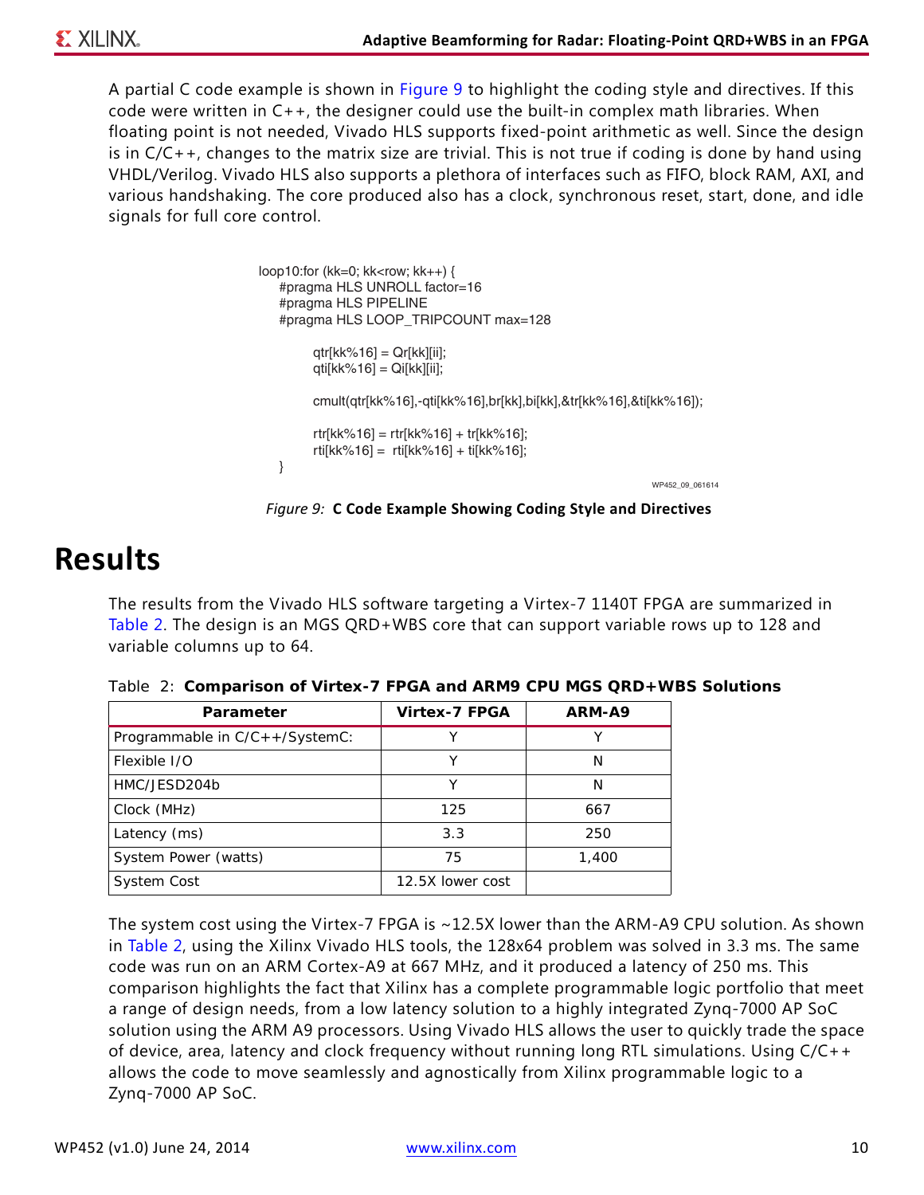A partial C code example is shown in Figure 9 to highlight the coding style and directives. If this code were written in C++, the designer could use the built-in complex math libraries. When floating point is not needed, Vivado HLS supports fixed-point arithmetic as well. Since the design is in C/C++, changes to the matrix size are trivial. This is not true if coding is done by hand using VHDL/Verilog. Vivado HLS also supports a plethora of interfaces such as FIFO, block RAM, AXI, and various handshaking. The core produced also has a clock, synchronous reset, start, done, and idle signals for full core control.

```
loop10:for (kk=0; kk<row; kk++) {
    #pragma HLS UNROLL factor=16
    #pragma HLS PIPELINE
    #pragma HLS LOOP_TRIPCOUNT max=128

        qtr[kk%16] = Qr[kk][ii];
        qti[kk%16] = Qi[kk][ii];

        cmult(qtr[kk%16],-qti[kk%16],br[kk],bi[kk],&tr[kk%16],&ti[kk%16]);

        rtr[kk%16] = rtr[kk%16] + tr[kk%16];
        rti[kk%16] =  rti[kk%16] + ti[kk%16];
    }
```

WP452_09_061614

*Figure 9:* **C Code Example Showing Coding Style and Directives**

# Results

The results from the Vivado HLS software targeting a Virtex-7 1140T FPGA are summarized in Table 2. The design is an MGS QRD+WBS core that can support variable rows up to 128 and variable columns up to 64.

Table 2: **Comparison of Virtex-7 FPGA and ARM9 CPU MGS QRD+WBS Solutions**

| Parameter | Virtex-7 FPGA | ARM-A9 |
|---|---|---|
| Programmable in C/C++/SystemC: | Y | Y |
| Flexible I/O | Y | N |
| HMC/JESD204b | Y | N |
| Clock (MHz) | 125 | 667 |
| Latency (ms) | 3.3 | 250 |
| System Power (watts) | 75 | 1,400 |
| System Cost | 12.5X lower cost | |

The system cost using the Virtex-7 FPGA is ~12.5X lower than the ARM-A9 CPU solution. As shown in Table 2, using the Xilinx Vivado HLS tools, the 128x64 problem was solved in 3.3 ms. The same code was run on an ARM Cortex-A9 at 667 MHz, and it produced a latency of 250 ms. This comparison highlights the fact that Xilinx has a complete programmable logic portfolio that meet a range of design needs, from a low latency solution to a highly integrated Zynq-7000 AP SoC solution using the ARM A9 processors. Using Vivado HLS allows the user to quickly trade the space of device, area, latency and clock frequency without running long RTL simulations. Using C/C++ allows the code to move seamlessly and agnostically from Xilinx programmable logic to a Zynq-7000 AP SoC.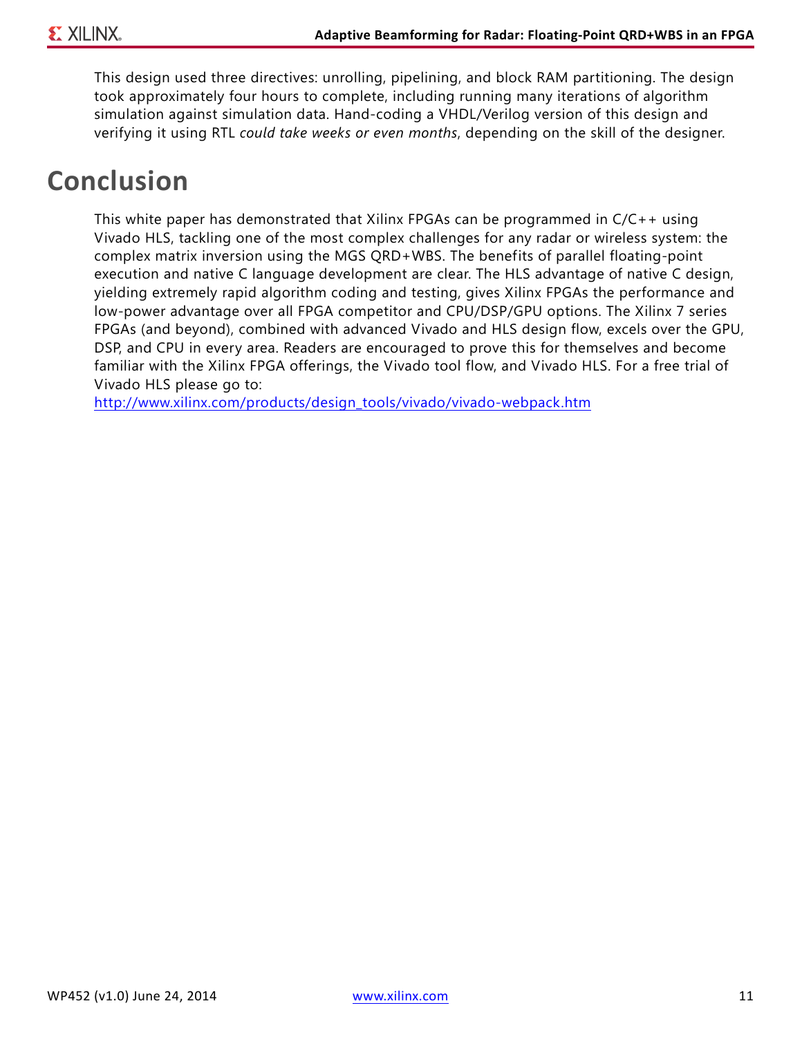This design used three directives: unrolling, pipelining, and block RAM partitioning. The design took approximately four hours to complete, including running many iterations of algorithm simulation against simulation data. Hand-coding a VHDL/Verilog version of this design and verifying it using RTL *could take weeks or even months*, depending on the skill of the designer.

# Conclusion

This white paper has demonstrated that Xilinx FPGAs can be programmed in C/C++ using Vivado HLS, tackling one of the most complex challenges for any radar or wireless system: the complex matrix inversion using the MGS QRD+WBS. The benefits of parallel floating-point execution and native C language development are clear. The HLS advantage of native C design, yielding extremely rapid algorithm coding and testing, gives Xilinx FPGAs the performance and low-power advantage over all FPGA competitor and CPU/DSP/GPU options. The Xilinx 7 series FPGAs (and beyond), combined with advanced Vivado and HLS design flow, excels over the GPU, DSP, and CPU in every area. Readers are encouraged to prove this for themselves and become familiar with the Xilinx FPGA offerings, the Vivado tool flow, and Vivado HLS. For a free trial of Vivado HLS please go to:
http://www.xilinx.com/products/design_tools/vivado/vivado-webpack.htm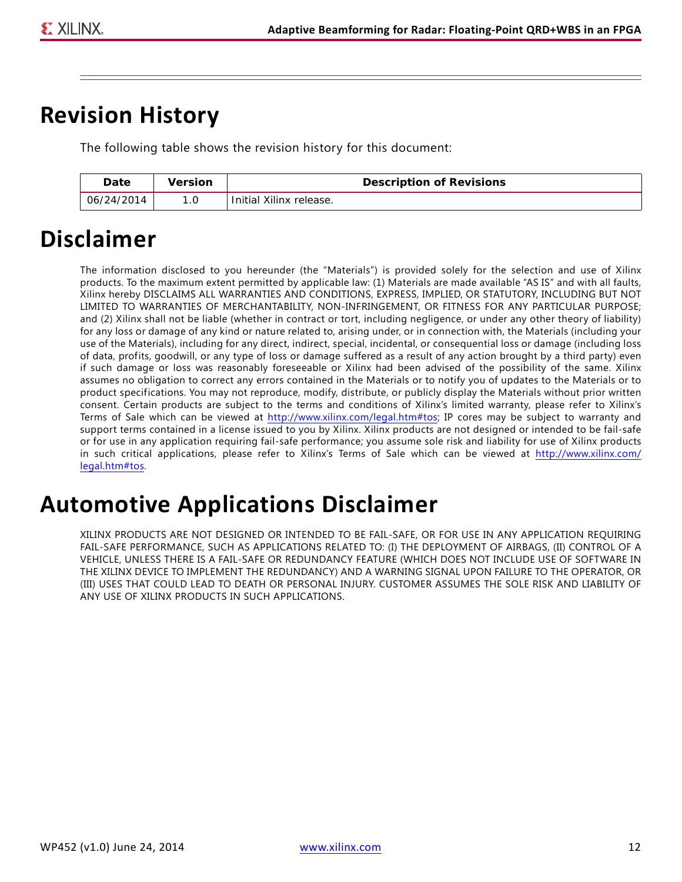# Revision History

The following table shows the revision history for this document:

| Date | Version | Description of Revisions |
| --- | --- | --- |
| 06/24/2014 | 1.0 | Initial Xilinx release. |

# Disclaimer

The information disclosed to you hereunder (the "Materials") is provided solely for the selection and use of Xilinx products. To the maximum extent permitted by applicable law: (1) Materials are made available "AS IS" and with all faults, Xilinx hereby DISCLAIMS ALL WARRANTIES AND CONDITIONS, EXPRESS, IMPLIED, OR STATUTORY, INCLUDING BUT NOT LIMITED TO WARRANTIES OF MERCHANTABILITY, NON-INFRINGEMENT, OR FITNESS FOR ANY PARTICULAR PURPOSE; and (2) Xilinx shall not be liable (whether in contract or tort, including negligence, or under any other theory of liability) for any loss or damage of any kind or nature related to, arising under, or in connection with, the Materials (including your use of the Materials), including for any direct, indirect, special, incidental, or consequential loss or damage (including loss of data, profits, goodwill, or any type of loss or damage suffered as a result of any action brought by a third party) even if such damage or loss was reasonably foreseeable or Xilinx had been advised of the possibility of the same. Xilinx assumes no obligation to correct any errors contained in the Materials or to notify you of updates to the Materials or to product specifications. You may not reproduce, modify, distribute, or publicly display the Materials without prior written consent. Certain products are subject to the terms and conditions of Xilinx's limited warranty, please refer to Xilinx's Terms of Sale which can be viewed at http://www.xilinx.com/legal.htm#tos; IP cores may be subject to warranty and support terms contained in a license issued to you by Xilinx. Xilinx products are not designed or intended to be fail-safe or for use in any application requiring fail-safe performance; you assume sole risk and liability for use of Xilinx products in such critical applications, please refer to Xilinx's Terms of Sale which can be viewed at http://www.xilinx.com/legal.htm#tos.

# Automotive Applications Disclaimer

XILINX PRODUCTS ARE NOT DESIGNED OR INTENDED TO BE FAIL-SAFE, OR FOR USE IN ANY APPLICATION REQUIRING FAIL-SAFE PERFORMANCE, SUCH AS APPLICATIONS RELATED TO: (I) THE DEPLOYMENT OF AIRBAGS, (II) CONTROL OF A VEHICLE, UNLESS THERE IS A FAIL-SAFE OR REDUNDANCY FEATURE (WHICH DOES NOT INCLUDE USE OF SOFTWARE IN THE XILINX DEVICE TO IMPLEMENT THE REDUNDANCY) AND A WARNING SIGNAL UPON FAILURE TO THE OPERATOR, OR (III) USES THAT COULD LEAD TO DEATH OR PERSONAL INJURY. CUSTOMER ASSUMES THE SOLE RISK AND LIABILITY OF ANY USE OF XILINX PRODUCTS IN SUCH APPLICATIONS.